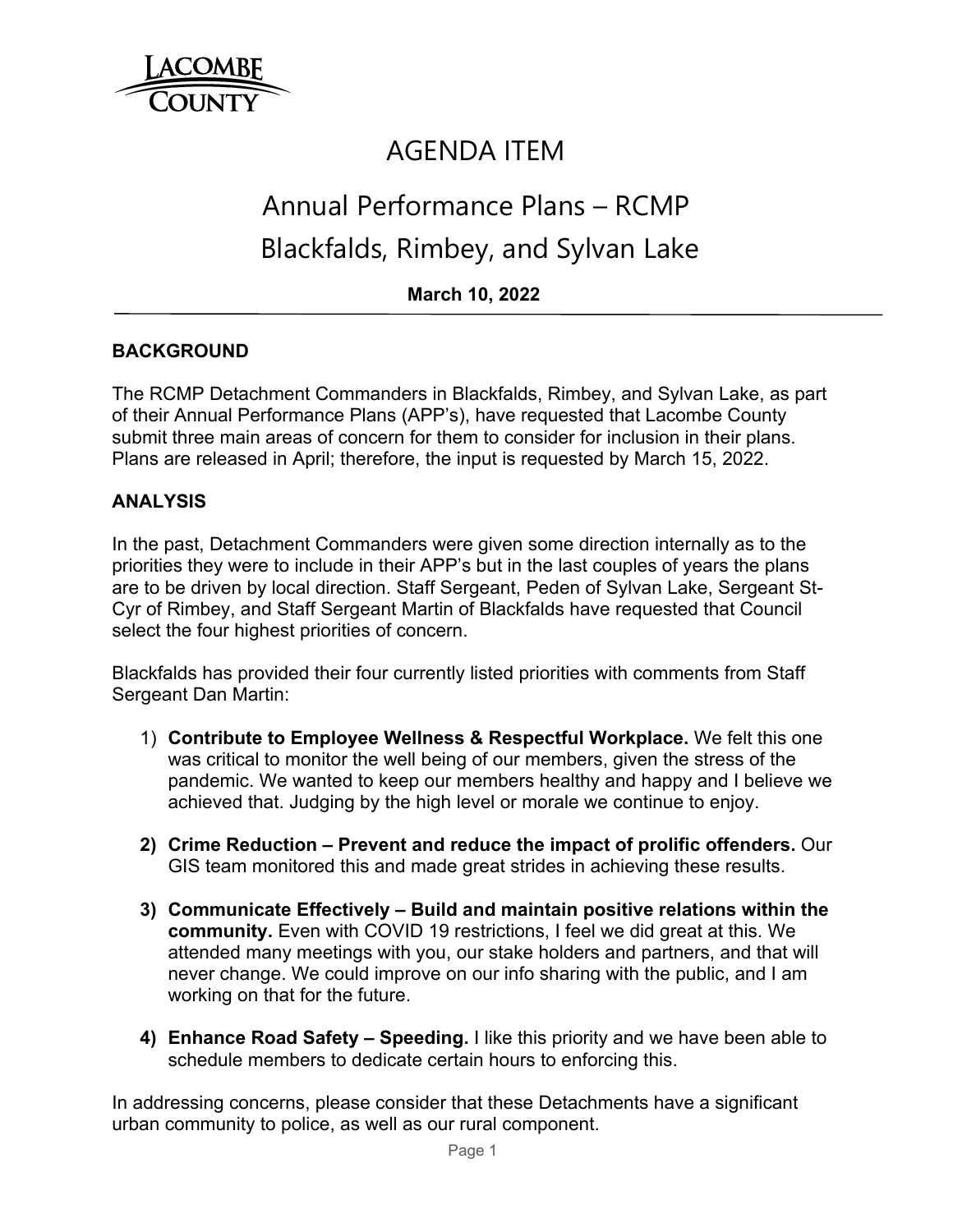LACOMBE COUNTY

# AGENDA ITEM

## Annual Performance Plans – RCMP Blackfalds, Rimbey, and Sylvan Lake

**March 10, 2022**

---

### BACKGROUND

The RCMP Detachment Commanders in Blackfalds, Rimbey, and Sylvan Lake, as part of their Annual Performance Plans (APP's), have requested that Lacombe County submit three main areas of concern for them to consider for inclusion in their plans. Plans are released in April; therefore, the input is requested by March 15, 2022.

### ANALYSIS

In the past, Detachment Commanders were given some direction internally as to the priorities they were to include in their APP's but in the last couples of years the plans are to be driven by local direction. Staff Sergeant, Peden of Sylvan Lake, Sergeant St-Cyr of Rimbey, and Staff Sergeant Martin of Blackfalds have requested that Council select the four highest priorities of concern.

Blackfalds has provided their four currently listed priorities with comments from Staff Sergeant Dan Martin:

1) **Contribute to Employee Wellness & Respectful Workplace.** We felt this one was critical to monitor the well being of our members, given the stress of the pandemic. We wanted to keep our members healthy and happy and I believe we achieved that. Judging by the high level or morale we continue to enjoy.

2) **Crime Reduction – Prevent and reduce the impact of prolific offenders.** Our GIS team monitored this and made great strides in achieving these results.

3) **Communicate Effectively – Build and maintain positive relations within the community.** Even with COVID 19 restrictions, I feel we did great at this. We attended many meetings with you, our stake holders and partners, and that will never change. We could improve on our info sharing with the public, and I am working on that for the future.

4) **Enhance Road Safety – Speeding.** I like this priority and we have been able to schedule members to dedicate certain hours to enforcing this.

In addressing concerns, please consider that these Detachments have a significant urban community to police, as well as our rural component.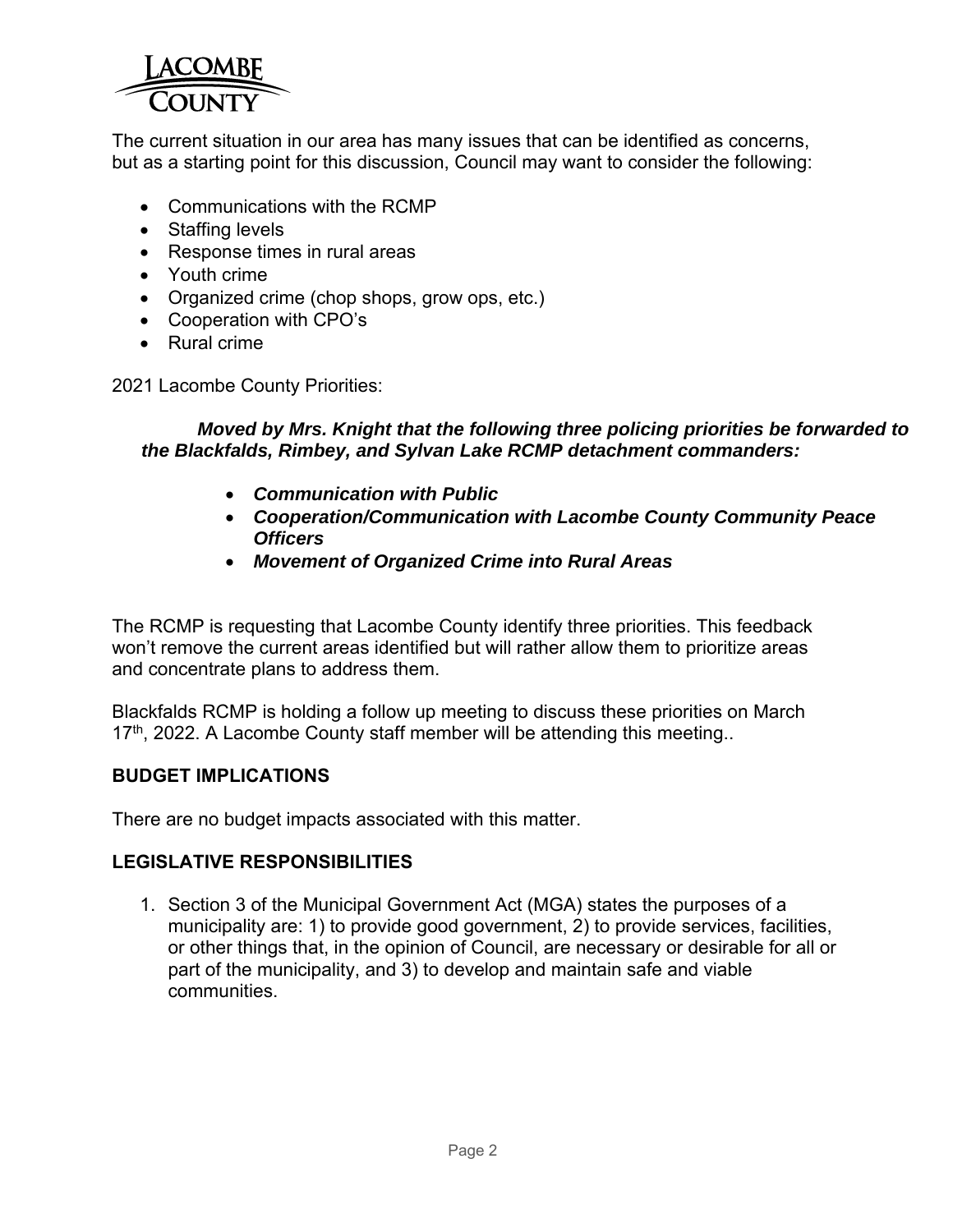The current situation in our area has many issues that can be identified as concerns, but as a starting point for this discussion, Council may want to consider the following:

- Communications with the RCMP
- Staffing levels
- Response times in rural areas
- Youth crime
- Organized crime (chop shops, grow ops, etc.)
- Cooperation with CPO's
- Rural crime

2021 Lacombe County Priorities:

***Moved by Mrs. Knight that the following three policing priorities be forwarded to the Blackfalds, Rimbey, and Sylvan Lake RCMP detachment commanders:***

- ***Communication with Public***
- ***Cooperation/Communication with Lacombe County Community Peace Officers***
- ***Movement of Organized Crime into Rural Areas***

The RCMP is requesting that Lacombe County identify three priorities. This feedback won't remove the current areas identified but will rather allow them to prioritize areas and concentrate plans to address them.

Blackfalds RCMP is holding a follow up meeting to discuss these priorities on March 17th, 2022. A Lacombe County staff member will be attending this meeting..

## BUDGET IMPLICATIONS

There are no budget impacts associated with this matter.

## LEGISLATIVE RESPONSIBILITIES

1. Section 3 of the Municipal Government Act (MGA) states the purposes of a municipality are: 1) to provide good government, 2) to provide services, facilities, or other things that, in the opinion of Council, are necessary or desirable for all or part of the municipality, and 3) to develop and maintain safe and viable communities.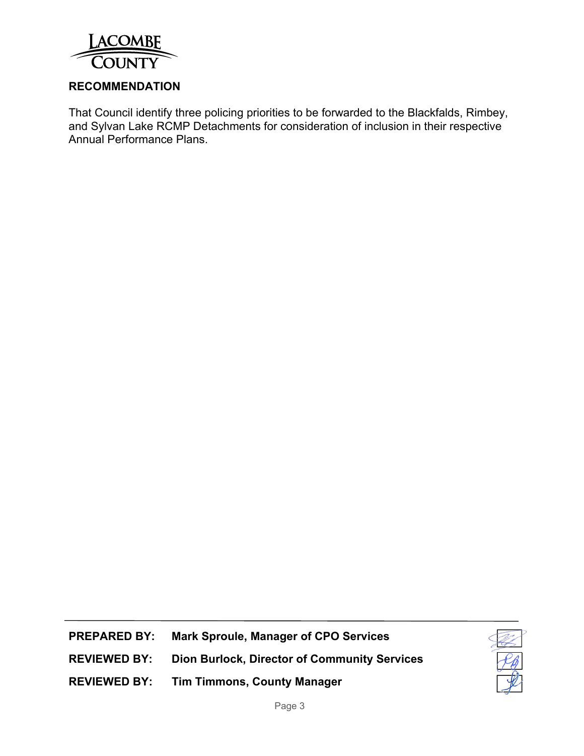**LACOMBE COUNTY**

## RECOMMENDATION

That Council identify three policing priorities to be forwarded to the Blackfalds, Rimbey, and Sylvan Lake RCMP Detachments for consideration of inclusion in their respective Annual Performance Plans.

---

**PREPARED BY:** **Mark Sproule, Manager of CPO Services**

**REVIEWED BY:** **Dion Burlock, Director of Community Services**

**REVIEWED BY:** **Tim Timmons, County Manager**